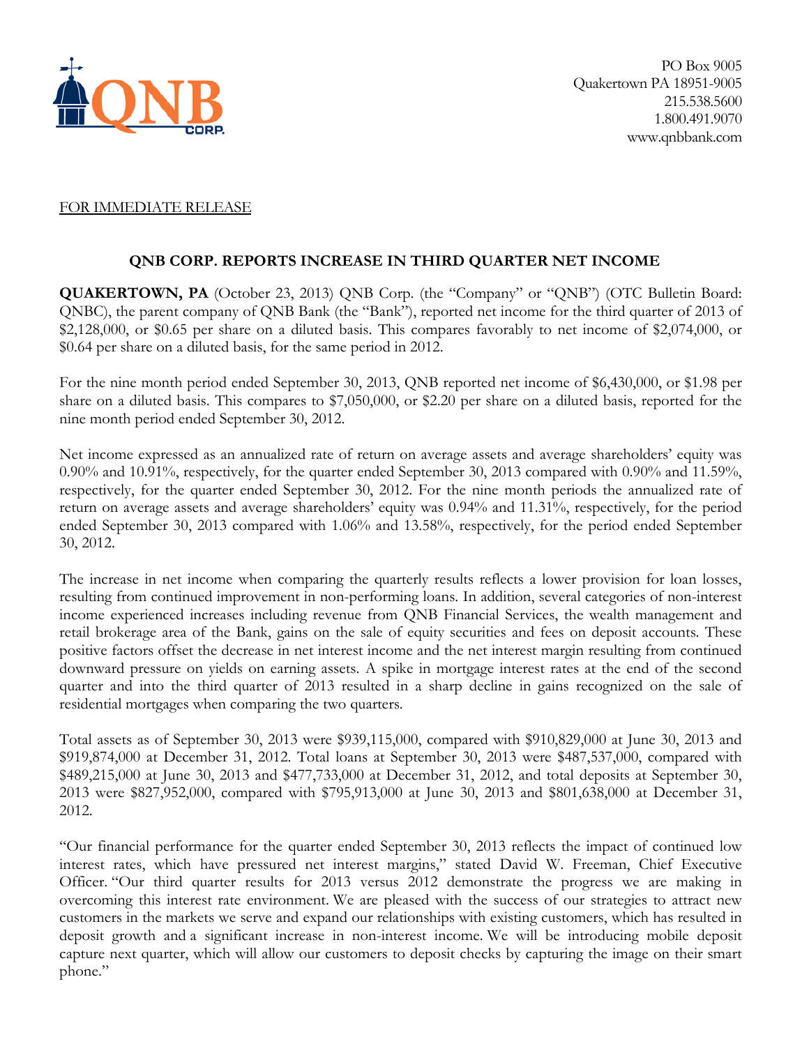QNB CORP.

PO Box 9005
Quakertown PA 18951-9005
215.538.5600
1.800.491.9070
www.qnbbank.com

FOR IMMEDIATE RELEASE

## QNB CORP. REPORTS INCREASE IN THIRD QUARTER NET INCOME

**QUAKERTOWN, PA** (October 23, 2013) QNB Corp. (the "Company" or "QNB") (OTC Bulletin Board: QNBC), the parent company of QNB Bank (the "Bank"), reported net income for the third quarter of 2013 of $2,128,000, or $0.65 per share on a diluted basis. This compares favorably to net income of $2,074,000, or $0.64 per share on a diluted basis, for the same period in 2012.

For the nine month period ended September 30, 2013, QNB reported net income of $6,430,000, or $1.98 per share on a diluted basis. This compares to $7,050,000, or $2.20 per share on a diluted basis, reported for the nine month period ended September 30, 2012.

Net income expressed as an annualized rate of return on average assets and average shareholders' equity was 0.90% and 10.91%, respectively, for the quarter ended September 30, 2013 compared with 0.90% and 11.59%, respectively, for the quarter ended September 30, 2012. For the nine month periods the annualized rate of return on average assets and average shareholders' equity was 0.94% and 11.31%, respectively, for the period ended September 30, 2013 compared with 1.06% and 13.58%, respectively, for the period ended September 30, 2012.

The increase in net income when comparing the quarterly results reflects a lower provision for loan losses, resulting from continued improvement in non-performing loans. In addition, several categories of non-interest income experienced increases including revenue from QNB Financial Services, the wealth management and retail brokerage area of the Bank, gains on the sale of equity securities and fees on deposit accounts. These positive factors offset the decrease in net interest income and the net interest margin resulting from continued downward pressure on yields on earning assets. A spike in mortgage interest rates at the end of the second quarter and into the third quarter of 2013 resulted in a sharp decline in gains recognized on the sale of residential mortgages when comparing the two quarters.

Total assets as of September 30, 2013 were $939,115,000, compared with $910,829,000 at June 30, 2013 and $919,874,000 at December 31, 2012. Total loans at September 30, 2013 were $487,537,000, compared with $489,215,000 at June 30, 2013 and $477,733,000 at December 31, 2012, and total deposits at September 30, 2013 were $827,952,000, compared with $795,913,000 at June 30, 2013 and $801,638,000 at December 31, 2012.

"Our financial performance for the quarter ended September 30, 2013 reflects the impact of continued low interest rates, which have pressured net interest margins," stated David W. Freeman, Chief Executive Officer. "Our third quarter results for 2013 versus 2012 demonstrate the progress we are making in overcoming this interest rate environment. We are pleased with the success of our strategies to attract new customers in the markets we serve and expand our relationships with existing customers, which has resulted in deposit growth and a significant increase in non-interest income. We will be introducing mobile deposit capture next quarter, which will allow our customers to deposit checks by capturing the image on their smart phone."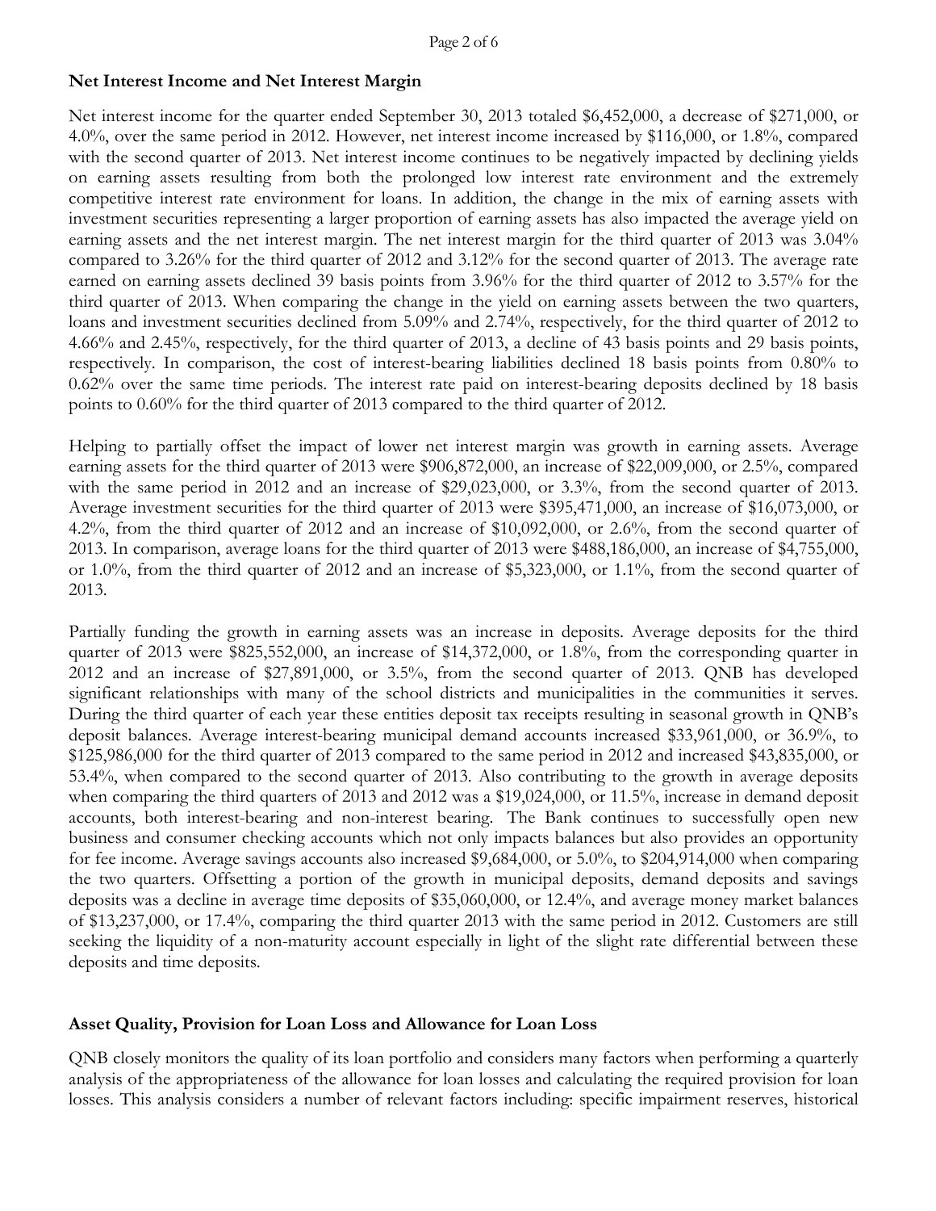## Net Interest Income and Net Interest Margin

Net interest income for the quarter ended September 30, 2013 totaled $6,452,000, a decrease of $271,000, or 4.0%, over the same period in 2012. However, net interest income increased by $116,000, or 1.8%, compared with the second quarter of 2013. Net interest income continues to be negatively impacted by declining yields on earning assets resulting from both the prolonged low interest rate environment and the extremely competitive interest rate environment for loans. In addition, the change in the mix of earning assets with investment securities representing a larger proportion of earning assets has also impacted the average yield on earning assets and the net interest margin. The net interest margin for the third quarter of 2013 was 3.04% compared to 3.26% for the third quarter of 2012 and 3.12% for the second quarter of 2013. The average rate earned on earning assets declined 39 basis points from 3.96% for the third quarter of 2012 to 3.57% for the third quarter of 2013. When comparing the change in the yield on earning assets between the two quarters, loans and investment securities declined from 5.09% and 2.74%, respectively, for the third quarter of 2012 to 4.66% and 2.45%, respectively, for the third quarter of 2013, a decline of 43 basis points and 29 basis points, respectively. In comparison, the cost of interest-bearing liabilities declined 18 basis points from 0.80% to 0.62% over the same time periods. The interest rate paid on interest-bearing deposits declined by 18 basis points to 0.60% for the third quarter of 2013 compared to the third quarter of 2012.

Helping to partially offset the impact of lower net interest margin was growth in earning assets. Average earning assets for the third quarter of 2013 were $906,872,000, an increase of $22,009,000, or 2.5%, compared with the same period in 2012 and an increase of $29,023,000, or 3.3%, from the second quarter of 2013. Average investment securities for the third quarter of 2013 were $395,471,000, an increase of $16,073,000, or 4.2%, from the third quarter of 2012 and an increase of $10,092,000, or 2.6%, from the second quarter of 2013. In comparison, average loans for the third quarter of 2013 were $488,186,000, an increase of $4,755,000, or 1.0%, from the third quarter of 2012 and an increase of $5,323,000, or 1.1%, from the second quarter of 2013.

Partially funding the growth in earning assets was an increase in deposits. Average deposits for the third quarter of 2013 were $825,552,000, an increase of $14,372,000, or 1.8%, from the corresponding quarter in 2012 and an increase of $27,891,000, or 3.5%, from the second quarter of 2013. QNB has developed significant relationships with many of the school districts and municipalities in the communities it serves. During the third quarter of each year these entities deposit tax receipts resulting in seasonal growth in QNB's deposit balances. Average interest-bearing municipal demand accounts increased $33,961,000, or 36.9%, to $125,986,000 for the third quarter of 2013 compared to the same period in 2012 and increased $43,835,000, or 53.4%, when compared to the second quarter of 2013. Also contributing to the growth in average deposits when comparing the third quarters of 2013 and 2012 was a $19,024,000, or 11.5%, increase in demand deposit accounts, both interest-bearing and non-interest bearing. The Bank continues to successfully open new business and consumer checking accounts which not only impacts balances but also provides an opportunity for fee income. Average savings accounts also increased $9,684,000, or 5.0%, to $204,914,000 when comparing the two quarters. Offsetting a portion of the growth in municipal deposits, demand deposits and savings deposits was a decline in average time deposits of $35,060,000, or 12.4%, and average money market balances of $13,237,000, or 17.4%, comparing the third quarter 2013 with the same period in 2012. Customers are still seeking the liquidity of a non-maturity account especially in light of the slight rate differential between these deposits and time deposits.

## Asset Quality, Provision for Loan Loss and Allowance for Loan Loss

QNB closely monitors the quality of its loan portfolio and considers many factors when performing a quarterly analysis of the appropriateness of the allowance for loan losses and calculating the required provision for loan losses. This analysis considers a number of relevant factors including: specific impairment reserves, historical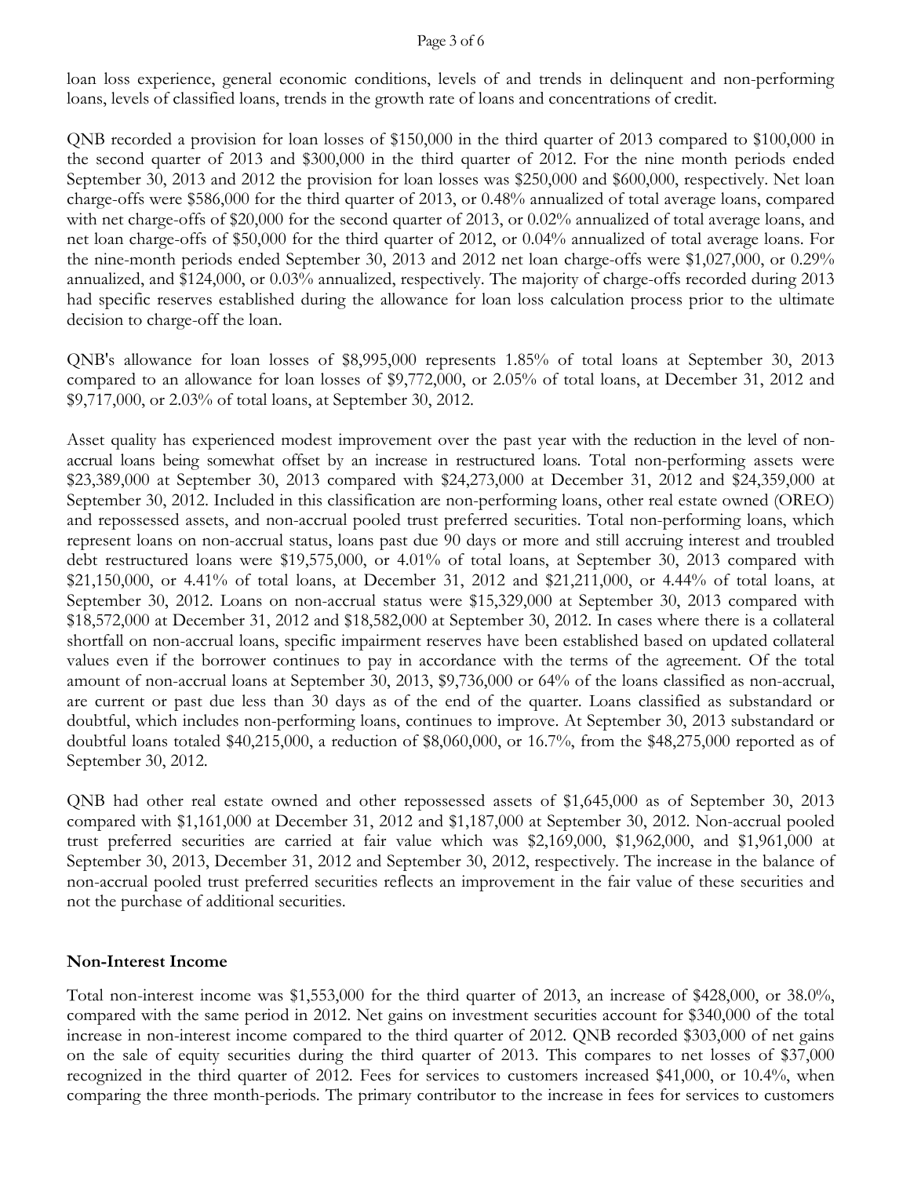loan loss experience, general economic conditions, levels of and trends in delinquent and non-performing loans, levels of classified loans, trends in the growth rate of loans and concentrations of credit.

QNB recorded a provision for loan losses of $150,000 in the third quarter of 2013 compared to $100,000 in the second quarter of 2013 and $300,000 in the third quarter of 2012. For the nine month periods ended September 30, 2013 and 2012 the provision for loan losses was $250,000 and $600,000, respectively. Net loan charge-offs were $586,000 for the third quarter of 2013, or 0.48% annualized of total average loans, compared with net charge-offs of $20,000 for the second quarter of 2013, or 0.02% annualized of total average loans, and net loan charge-offs of $50,000 for the third quarter of 2012, or 0.04% annualized of total average loans. For the nine-month periods ended September 30, 2013 and 2012 net loan charge-offs were $1,027,000, or 0.29% annualized, and $124,000, or 0.03% annualized, respectively. The majority of charge-offs recorded during 2013 had specific reserves established during the allowance for loan loss calculation process prior to the ultimate decision to charge-off the loan.

QNB's allowance for loan losses of $8,995,000 represents 1.85% of total loans at September 30, 2013 compared to an allowance for loan losses of $9,772,000, or 2.05% of total loans, at December 31, 2012 and $9,717,000, or 2.03% of total loans, at September 30, 2012.

Asset quality has experienced modest improvement over the past year with the reduction in the level of non-accrual loans being somewhat offset by an increase in restructured loans. Total non-performing assets were $23,389,000 at September 30, 2013 compared with $24,273,000 at December 31, 2012 and $24,359,000 at September 30, 2012. Included in this classification are non-performing loans, other real estate owned (OREO) and repossessed assets, and non-accrual pooled trust preferred securities. Total non-performing loans, which represent loans on non-accrual status, loans past due 90 days or more and still accruing interest and troubled debt restructured loans were $19,575,000, or 4.01% of total loans, at September 30, 2013 compared with $21,150,000, or 4.41% of total loans, at December 31, 2012 and $21,211,000, or 4.44% of total loans, at September 30, 2012. Loans on non-accrual status were $15,329,000 at September 30, 2013 compared with $18,572,000 at December 31, 2012 and $18,582,000 at September 30, 2012. In cases where there is a collateral shortfall on non-accrual loans, specific impairment reserves have been established based on updated collateral values even if the borrower continues to pay in accordance with the terms of the agreement. Of the total amount of non-accrual loans at September 30, 2013, $9,736,000 or 64% of the loans classified as non-accrual, are current or past due less than 30 days as of the end of the quarter. Loans classified as substandard or doubtful, which includes non-performing loans, continues to improve. At September 30, 2013 substandard or doubtful loans totaled $40,215,000, a reduction of $8,060,000, or 16.7%, from the $48,275,000 reported as of September 30, 2012.

QNB had other real estate owned and other repossessed assets of $1,645,000 as of September 30, 2013 compared with $1,161,000 at December 31, 2012 and $1,187,000 at September 30, 2012. Non-accrual pooled trust preferred securities are carried at fair value which was $2,169,000, $1,962,000, and $1,961,000 at September 30, 2013, December 31, 2012 and September 30, 2012, respectively. The increase in the balance of non-accrual pooled trust preferred securities reflects an improvement in the fair value of these securities and not the purchase of additional securities.

**Non-Interest Income**

Total non-interest income was $1,553,000 for the third quarter of 2013, an increase of $428,000, or 38.0%, compared with the same period in 2012. Net gains on investment securities account for $340,000 of the total increase in non-interest income compared to the third quarter of 2012. QNB recorded $303,000 of net gains on the sale of equity securities during the third quarter of 2013. This compares to net losses of $37,000 recognized in the third quarter of 2012. Fees for services to customers increased $41,000, or 10.4%, when comparing the three month-periods. The primary contributor to the increase in fees for services to customers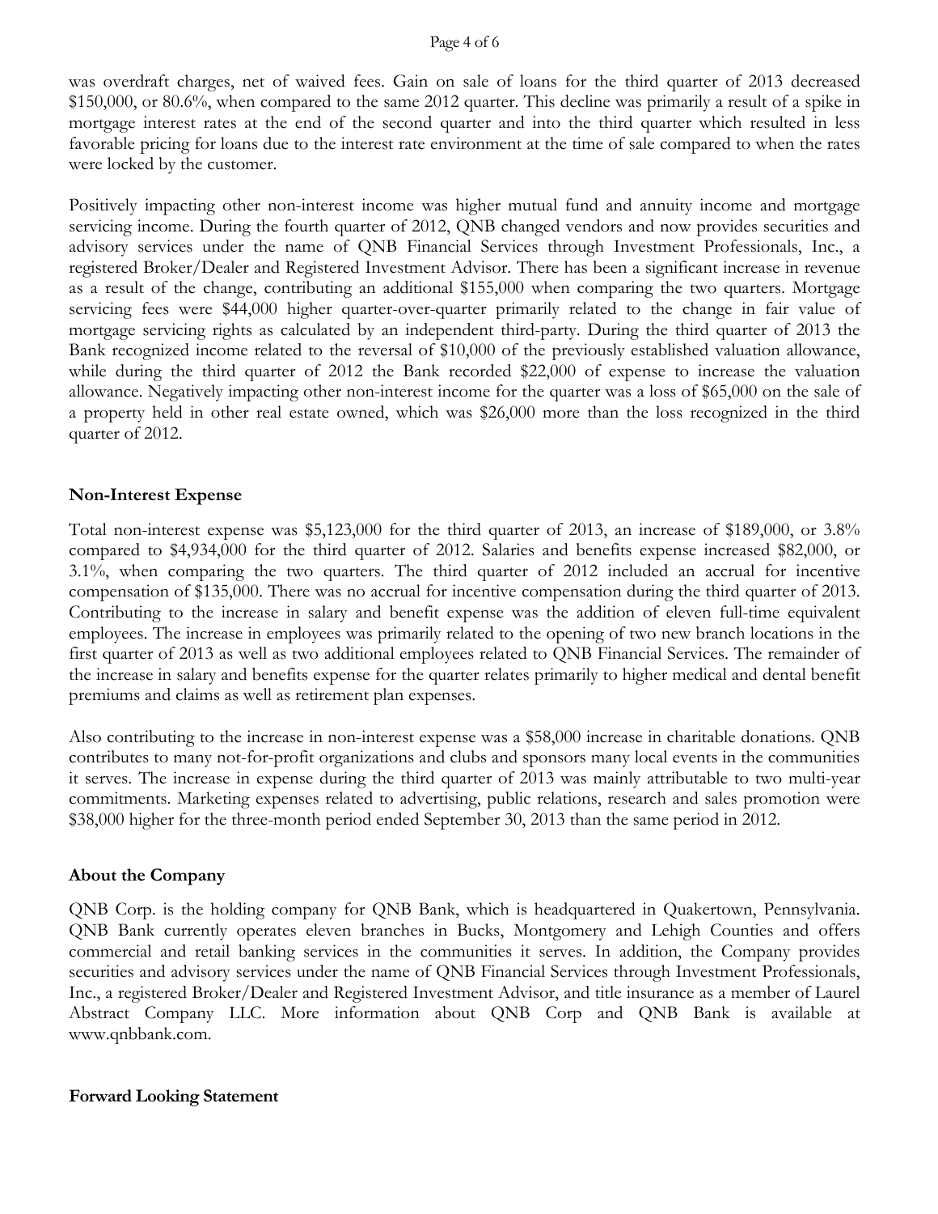was overdraft charges, net of waived fees. Gain on sale of loans for the third quarter of 2013 decreased $150,000, or 80.6%, when compared to the same 2012 quarter. This decline was primarily a result of a spike in mortgage interest rates at the end of the second quarter and into the third quarter which resulted in less favorable pricing for loans due to the interest rate environment at the time of sale compared to when the rates were locked by the customer.

Positively impacting other non-interest income was higher mutual fund and annuity income and mortgage servicing income. During the fourth quarter of 2012, QNB changed vendors and now provides securities and advisory services under the name of QNB Financial Services through Investment Professionals, Inc., a registered Broker/Dealer and Registered Investment Advisor. There has been a significant increase in revenue as a result of the change, contributing an additional $155,000 when comparing the two quarters. Mortgage servicing fees were $44,000 higher quarter-over-quarter primarily related to the change in fair value of mortgage servicing rights as calculated by an independent third-party. During the third quarter of 2013 the Bank recognized income related to the reversal of $10,000 of the previously established valuation allowance, while during the third quarter of 2012 the Bank recorded $22,000 of expense to increase the valuation allowance. Negatively impacting other non-interest income for the quarter was a loss of $65,000 on the sale of a property held in other real estate owned, which was $26,000 more than the loss recognized in the third quarter of 2012.

## Non-Interest Expense

Total non-interest expense was $5,123,000 for the third quarter of 2013, an increase of $189,000, or 3.8% compared to $4,934,000 for the third quarter of 2012. Salaries and benefits expense increased $82,000, or 3.1%, when comparing the two quarters. The third quarter of 2012 included an accrual for incentive compensation of $135,000. There was no accrual for incentive compensation during the third quarter of 2013. Contributing to the increase in salary and benefit expense was the addition of eleven full-time equivalent employees. The increase in employees was primarily related to the opening of two new branch locations in the first quarter of 2013 as well as two additional employees related to QNB Financial Services. The remainder of the increase in salary and benefits expense for the quarter relates primarily to higher medical and dental benefit premiums and claims as well as retirement plan expenses.

Also contributing to the increase in non-interest expense was a $58,000 increase in charitable donations. QNB contributes to many not-for-profit organizations and clubs and sponsors many local events in the communities it serves. The increase in expense during the third quarter of 2013 was mainly attributable to two multi-year commitments. Marketing expenses related to advertising, public relations, research and sales promotion were $38,000 higher for the three-month period ended September 30, 2013 than the same period in 2012.

## About the Company

QNB Corp. is the holding company for QNB Bank, which is headquartered in Quakertown, Pennsylvania. QNB Bank currently operates eleven branches in Bucks, Montgomery and Lehigh Counties and offers commercial and retail banking services in the communities it serves. In addition, the Company provides securities and advisory services under the name of QNB Financial Services through Investment Professionals, Inc., a registered Broker/Dealer and Registered Investment Advisor, and title insurance as a member of Laurel Abstract Company LLC. More information about QNB Corp and QNB Bank is available at www.qnbbank.com.

## Forward Looking Statement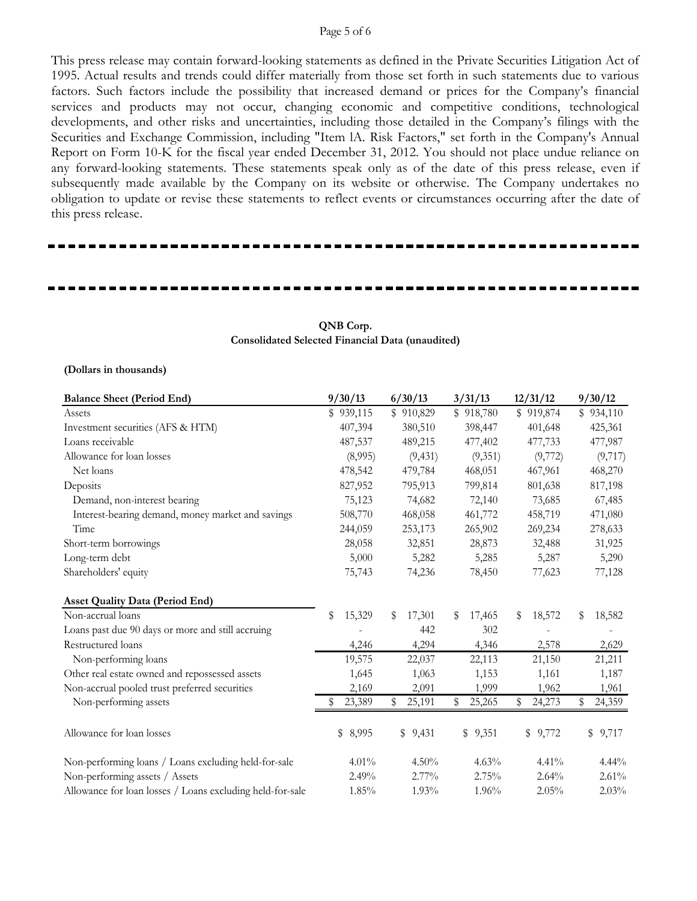This press release may contain forward-looking statements as defined in the Private Securities Litigation Act of 1995. Actual results and trends could differ materially from those set forth in such statements due to various factors. Such factors include the possibility that increased demand or prices for the Company's financial services and products may not occur, changing economic and competitive conditions, technological developments, and other risks and uncertainties, including those detailed in the Company's filings with the Securities and Exchange Commission, including "Item lA. Risk Factors," set forth in the Company's Annual Report on Form 10-K for the fiscal year ended December 31, 2012. You should not place undue reliance on any forward-looking statements. These statements speak only as of the date of this press release, even if subsequently made available by the Company on its website or otherwise. The Company undertakes no obligation to update or revise these statements to reflect events or circumstances occurring after the date of this press release.

---

---

**QNB Corp.**
**Consolidated Selected Financial Data (unaudited)**

**(Dollars in thousands)**

| Balance Sheet (Period End) | 9/30/13 | 6/30/13 | 3/31/13 | 12/31/12 | 9/30/12 |
|---|---|---|---|---|---|
| Assets | $ 939,115 | $ 910,829 | $ 918,780 | $ 919,874 | $ 934,110 |
| Investment securities (AFS & HTM) | 407,394 | 380,510 | 398,447 | 401,648 | 425,361 |
| Loans receivable | 487,537 | 489,215 | 477,402 | 477,733 | 477,987 |
| Allowance for loan losses | (8,995) | (9,431) | (9,351) | (9,772) | (9,717) |
| Net loans | 478,542 | 479,784 | 468,051 | 467,961 | 468,270 |
| Deposits | 827,952 | 795,913 | 799,814 | 801,638 | 817,198 |
| Demand, non-interest bearing | 75,123 | 74,682 | 72,140 | 73,685 | 67,485 |
| Interest-bearing demand, money market and savings | 508,770 | 468,058 | 461,772 | 458,719 | 471,080 |
| Time | 244,059 | 253,173 | 265,902 | 269,234 | 278,633 |
| Short-term borrowings | 28,058 | 32,851 | 28,873 | 32,488 | 31,925 |
| Long-term debt | 5,000 | 5,282 | 5,285 | 5,287 | 5,290 |
| Shareholders' equity | 75,743 | 74,236 | 78,450 | 77,623 | 77,128 |
| | | | | | |
| **Asset Quality Data (Period End)** | | | | | |
| Non-accrual loans | $ 15,329 | $ 17,301 | $ 17,465 | $ 18,572 | $ 18,582 |
| Loans past due 90 days or more and still accruing | - | 442 | 302 | - | - |
| Restructured loans | 4,246 | 4,294 | 4,346 | 2,578 | 2,629 |
| Non-performing loans | 19,575 | 22,037 | 22,113 | 21,150 | 21,211 |
| Other real estate owned and repossessed assets | 1,645 | 1,063 | 1,153 | 1,161 | 1,187 |
| Non-accrual pooled trust preferred securities | 2,169 | 2,091 | 1,999 | 1,962 | 1,961 |
| Non-performing assets | $ 23,389 | $ 25,191 | $ 25,265 | $ 24,273 | $ 24,359 |
| | | | | | |
| Allowance for loan losses | $ 8,995 | $ 9,431 | $ 9,351 | $ 9,772 | $ 9,717 |
| | | | | | |
| Non-performing loans / Loans excluding held-for-sale | 4.01% | 4.50% | 4.63% | 4.41% | 4.44% |
| Non-performing assets / Assets | 2.49% | 2.77% | 2.75% | 2.64% | 2.61% |
| Allowance for loan losses / Loans excluding held-for-sale | 1.85% | 1.93% | 1.96% | 2.05% | 2.03% |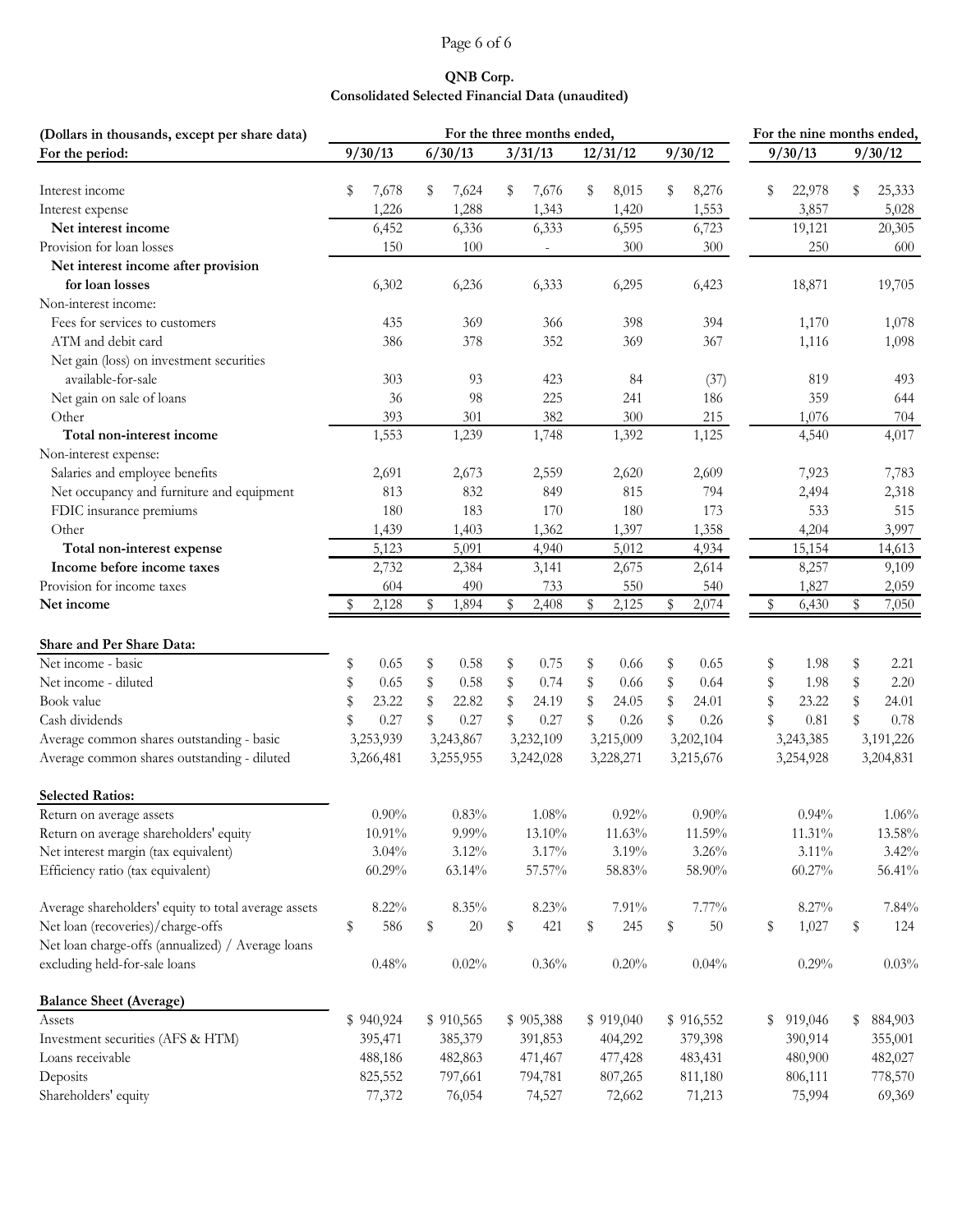**QNB Corp.**
**Consolidated Selected Financial Data (unaudited)**

| (Dollars in thousands, except per share data) | For the three months ended, | | | | | For the nine months ended, | |
|---|---|---|---|---|---|---|---|
| **For the period:** | 9/30/13 | 6/30/13 | 3/31/13 | 12/31/12 | 9/30/12 | 9/30/13 | 9/30/12 |
| Interest income | $ 7,678 | $ 7,624 | $ 7,676 | $ 8,015 | $ 8,276 | $ 22,978 | $ 25,333 |
| Interest expense | 1,226 | 1,288 | 1,343 | 1,420 | 1,553 | 3,857 | 5,028 |
| **Net interest income** | 6,452 | 6,336 | 6,333 | 6,595 | 6,723 | 19,121 | 20,305 |
| Provision for loan losses | 150 | 100 | - | 300 | 300 | 250 | 600 |
| **Net interest income after provision for loan losses** | 6,302 | 6,236 | 6,333 | 6,295 | 6,423 | 18,871 | 19,705 |
| Non-interest income: | | | | | | | |
| Fees for services to customers | 435 | 369 | 366 | 398 | 394 | 1,170 | 1,078 |
| ATM and debit card | 386 | 378 | 352 | 369 | 367 | 1,116 | 1,098 |
| Net gain (loss) on investment securities available-for-sale | 303 | 93 | 423 | 84 | (37) | 819 | 493 |
| Net gain on sale of loans | 36 | 98 | 225 | 241 | 186 | 359 | 644 |
| Other | 393 | 301 | 382 | 300 | 215 | 1,076 | 704 |
| **Total non-interest income** | 1,553 | 1,239 | 1,748 | 1,392 | 1,125 | 4,540 | 4,017 |
| Non-interest expense: | | | | | | | |
| Salaries and employee benefits | 2,691 | 2,673 | 2,559 | 2,620 | 2,609 | 7,923 | 7,783 |
| Net occupancy and furniture and equipment | 813 | 832 | 849 | 815 | 794 | 2,494 | 2,318 |
| FDIC insurance premiums | 180 | 183 | 170 | 180 | 173 | 533 | 515 |
| Other | 1,439 | 1,403 | 1,362 | 1,397 | 1,358 | 4,204 | 3,997 |
| **Total non-interest expense** | 5,123 | 5,091 | 4,940 | 5,012 | 4,934 | 15,154 | 14,613 |
| **Income before income taxes** | 2,732 | 2,384 | 3,141 | 2,675 | 2,614 | 8,257 | 9,109 |
| Provision for income taxes | 604 | 490 | 733 | 550 | 540 | 1,827 | 2,059 |
| **Net income** | $ 2,128 | $ 1,894 | $ 2,408 | $ 2,125 | $ 2,074 | $ 6,430 | $ 7,050 |
| **Share and Per Share Data:** | | | | | | | |
| Net income - basic | $ 0.65 | $ 0.58 | $ 0.75 | $ 0.66 | $ 0.65 | $ 1.98 | $ 2.21 |
| Net income - diluted | $ 0.65 | $ 0.58 | $ 0.74 | $ 0.66 | $ 0.64 | $ 1.98 | $ 2.20 |
| Book value | $ 23.22 | $ 22.82 | $ 24.19 | $ 24.05 | $ 24.01 | $ 23.22 | $ 24.01 |
| Cash dividends | $ 0.27 | $ 0.27 | $ 0.27 | $ 0.26 | $ 0.26 | $ 0.81 | $ 0.78 |
| Average common shares outstanding - basic | 3,253,939 | 3,243,867 | 3,232,109 | 3,215,009 | 3,202,104 | 3,243,385 | 3,191,226 |
| Average common shares outstanding - diluted | 3,266,481 | 3,255,955 | 3,242,028 | 3,228,271 | 3,215,676 | 3,254,928 | 3,204,831 |
| **Selected Ratios:** | | | | | | | |
| Return on average assets | 0.90% | 0.83% | 1.08% | 0.92% | 0.90% | 0.94% | 1.06% |
| Return on average shareholders' equity | 10.91% | 9.99% | 13.10% | 11.63% | 11.59% | 11.31% | 13.58% |
| Net interest margin (tax equivalent) | 3.04% | 3.12% | 3.17% | 3.19% | 3.26% | 3.11% | 3.42% |
| Efficiency ratio (tax equivalent) | 60.29% | 63.14% | 57.57% | 58.83% | 58.90% | 60.27% | 56.41% |
| Average shareholders' equity to total average assets | 8.22% | 8.35% | 8.23% | 7.91% | 7.77% | 8.27% | 7.84% |
| Net loan (recoveries)/charge-offs | $ 586 | $ 20 | $ 421 | $ 245 | $ 50 | $ 1,027 | $ 124 |
| Net loan charge-offs (annualized) / Average loans excluding held-for-sale loans | 0.48% | 0.02% | 0.36% | 0.20% | 0.04% | 0.29% | 0.03% |
| **Balance Sheet (Average)** | | | | | | | |
| Assets | $ 940,924 | $ 910,565 | $ 905,388 | $ 919,040 | $ 916,552 | $ 919,046 | $ 884,903 |
| Investment securities (AFS & HTM) | 395,471 | 385,379 | 391,853 | 404,292 | 379,398 | 390,914 | 355,001 |
| Loans receivable | 488,186 | 482,863 | 471,467 | 477,428 | 483,431 | 480,900 | 482,027 |
| Deposits | 825,552 | 797,661 | 794,781 | 807,265 | 811,180 | 806,111 | 778,570 |
| Shareholders' equity | 77,372 | 76,054 | 74,527 | 72,662 | 71,213 | 75,994 | 69,369 |